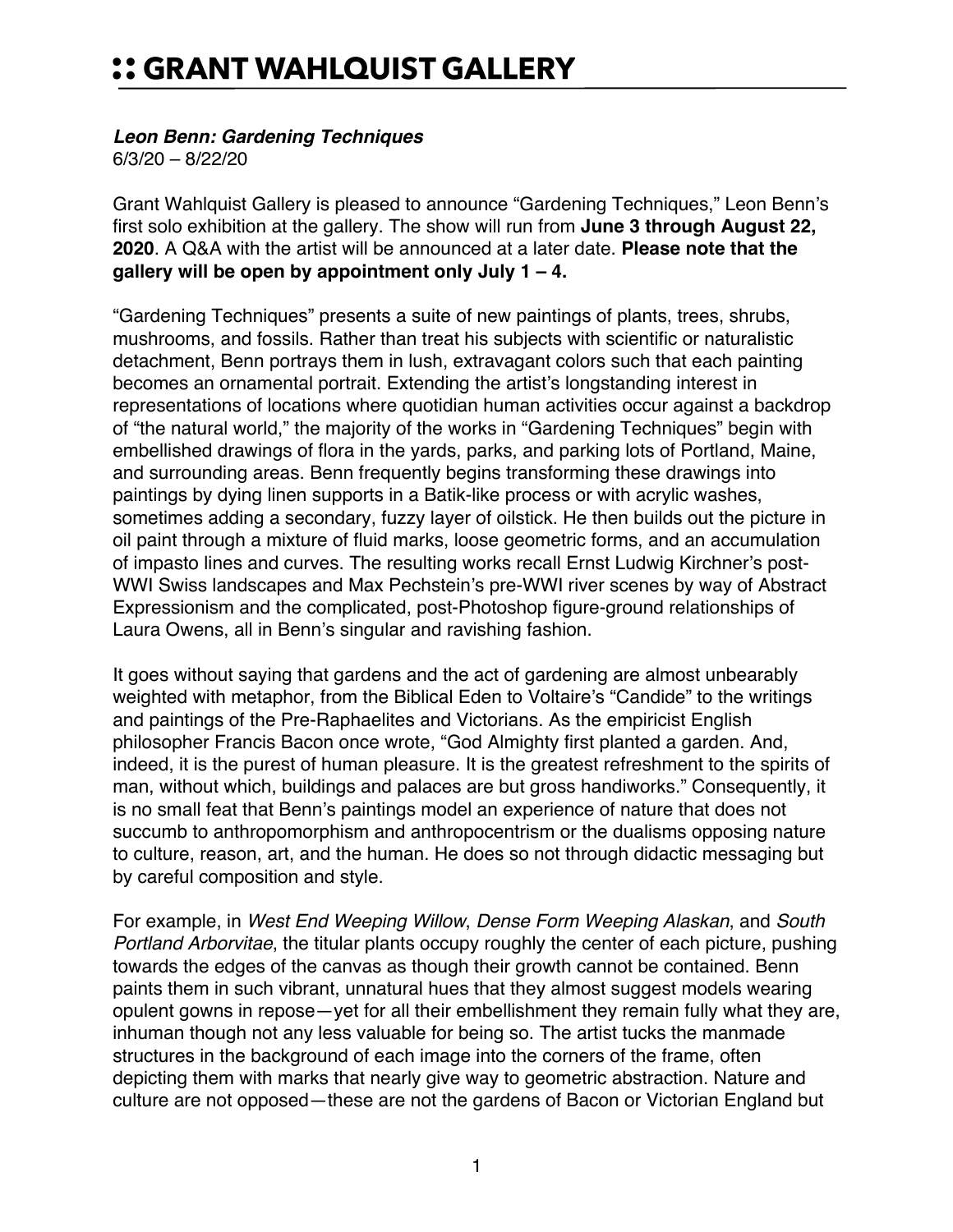# :: GRANT WAHLQUIST GALLERY

***Leon Benn: Gardening Techniques***
6/3/20 – 8/22/20

Grant Wahlquist Gallery is pleased to announce "Gardening Techniques," Leon Benn's first solo exhibition at the gallery. The show will run from **June 3 through August 22, 2020**. A Q&A with the artist will be announced at a later date. **Please note that the gallery will be open by appointment only July 1 – 4.**

"Gardening Techniques" presents a suite of new paintings of plants, trees, shrubs, mushrooms, and fossils. Rather than treat his subjects with scientific or naturalistic detachment, Benn portrays them in lush, extravagant colors such that each painting becomes an ornamental portrait. Extending the artist's longstanding interest in representations of locations where quotidian human activities occur against a backdrop of "the natural world," the majority of the works in "Gardening Techniques" begin with embellished drawings of flora in the yards, parks, and parking lots of Portland, Maine, and surrounding areas. Benn frequently begins transforming these drawings into paintings by dying linen supports in a Batik-like process or with acrylic washes, sometimes adding a secondary, fuzzy layer of oilstick. He then builds out the picture in oil paint through a mixture of fluid marks, loose geometric forms, and an accumulation of impasto lines and curves. The resulting works recall Ernst Ludwig Kirchner's post-WWI Swiss landscapes and Max Pechstein's pre-WWI river scenes by way of Abstract Expressionism and the complicated, post-Photoshop figure-ground relationships of Laura Owens, all in Benn's singular and ravishing fashion.

It goes without saying that gardens and the act of gardening are almost unbearably weighted with metaphor, from the Biblical Eden to Voltaire's "Candide" to the writings and paintings of the Pre-Raphaelites and Victorians. As the empiricist English philosopher Francis Bacon once wrote, "God Almighty first planted a garden. And, indeed, it is the purest of human pleasure. It is the greatest refreshment to the spirits of man, without which, buildings and palaces are but gross handiworks." Consequently, it is no small feat that Benn's paintings model an experience of nature that does not succumb to anthropomorphism and anthropocentrism or the dualisms opposing nature to culture, reason, art, and the human. He does so not through didactic messaging but by careful composition and style.

For example, in *West End Weeping Willow*, *Dense Form Weeping Alaskan*, and *South Portland Arborvitae*, the titular plants occupy roughly the center of each picture, pushing towards the edges of the canvas as though their growth cannot be contained. Benn paints them in such vibrant, unnatural hues that they almost suggest models wearing opulent gowns in repose—yet for all their embellishment they remain fully what they are, inhuman though not any less valuable for being so. The artist tucks the manmade structures in the background of each image into the corners of the frame, often depicting them with marks that nearly give way to geometric abstraction. Nature and culture are not opposed—these are not the gardens of Bacon or Victorian England but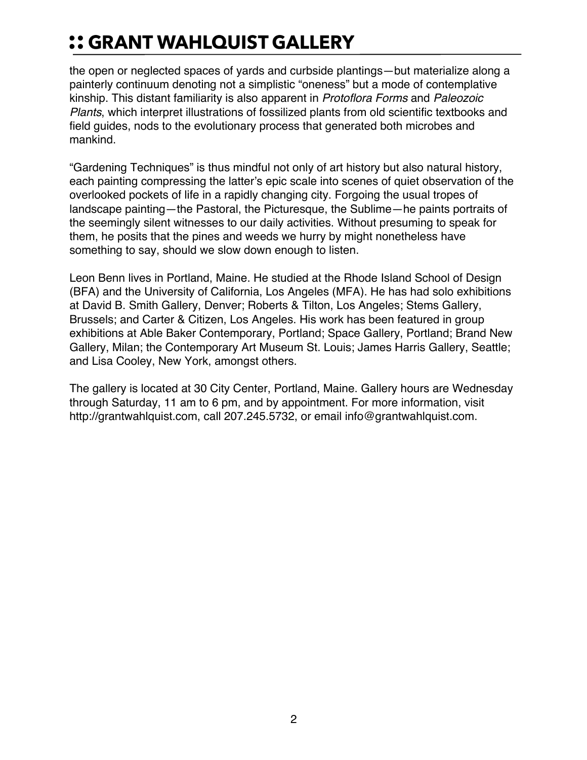the open or neglected spaces of yards and curbside plantings—but materialize along a painterly continuum denoting not a simplistic “oneness” but a mode of contemplative kinship. This distant familiarity is also apparent in *Protoflora Forms* and *Paleozoic Plants*, which interpret illustrations of fossilized plants from old scientific textbooks and field guides, nods to the evolutionary process that generated both microbes and mankind.

“Gardening Techniques” is thus mindful not only of art history but also natural history, each painting compressing the latter’s epic scale into scenes of quiet observation of the overlooked pockets of life in a rapidly changing city. Forgoing the usual tropes of landscape painting—the Pastoral, the Picturesque, the Sublime—he paints portraits of the seemingly silent witnesses to our daily activities. Without presuming to speak for them, he posits that the pines and weeds we hurry by might nonetheless have something to say, should we slow down enough to listen.

Leon Benn lives in Portland, Maine. He studied at the Rhode Island School of Design (BFA) and the University of California, Los Angeles (MFA). He has had solo exhibitions at David B. Smith Gallery, Denver; Roberts & Tilton, Los Angeles; Stems Gallery, Brussels; and Carter & Citizen, Los Angeles. His work has been featured in group exhibitions at Able Baker Contemporary, Portland; Space Gallery, Portland; Brand New Gallery, Milan; the Contemporary Art Museum St. Louis; James Harris Gallery, Seattle; and Lisa Cooley, New York, amongst others.

The gallery is located at 30 City Center, Portland, Maine. Gallery hours are Wednesday through Saturday, 11 am to 6 pm, and by appointment. For more information, visit http://grantwahlquist.com, call 207.245.5732, or email info@grantwahlquist.com.